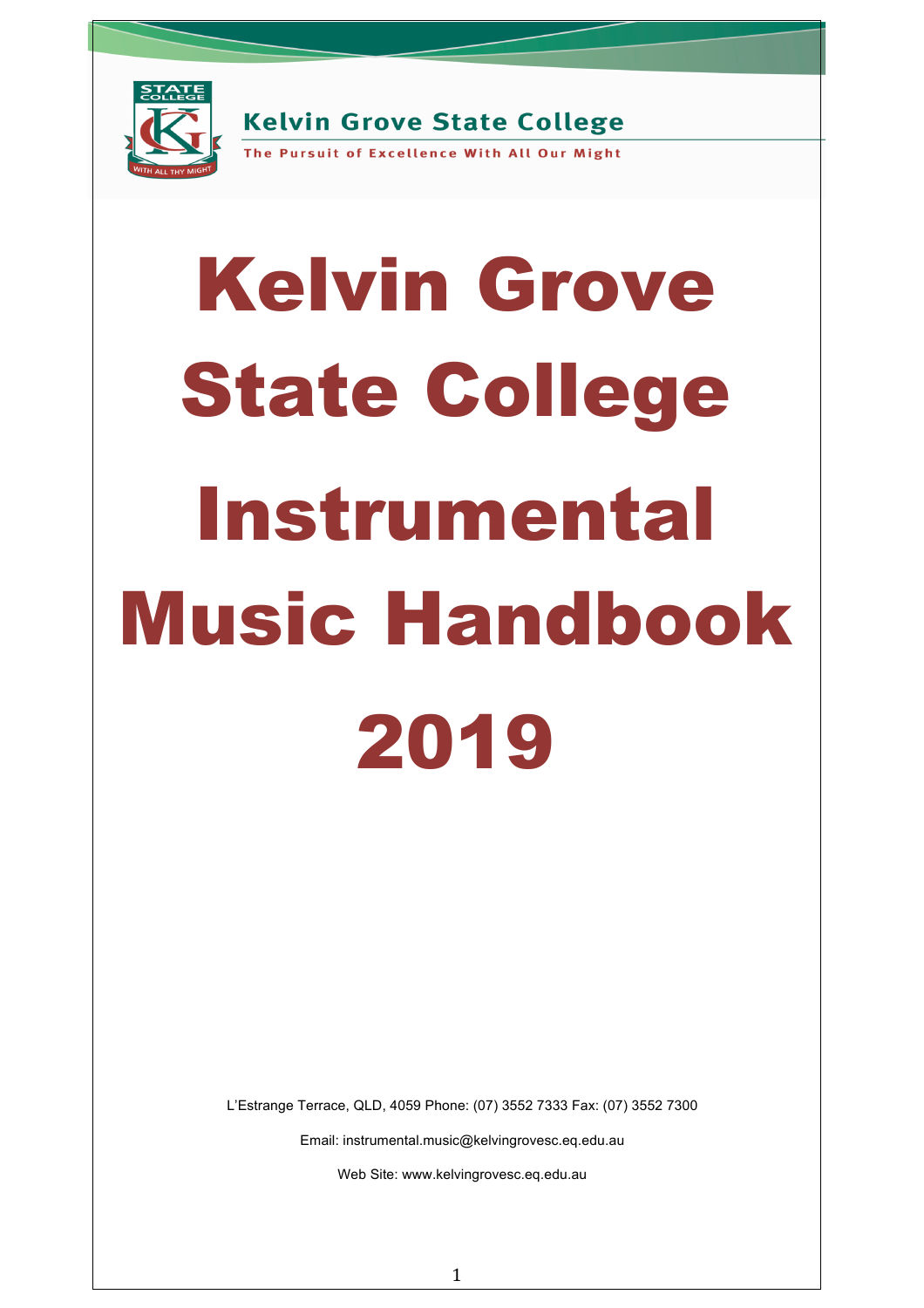Kelvin Grove State College

The Pursuit of Excellence With All Our Might

# Kelvin Grove State College Instrumental Music Handbook 2019

L'Estrange Terrace, QLD, 4059 Phone: (07) 3552 7333 Fax: (07) 3552 7300

Email: instrumental.music@kelvingrovesc.eq.edu.au

Web Site: www.kelvingrovesc.eq.edu.au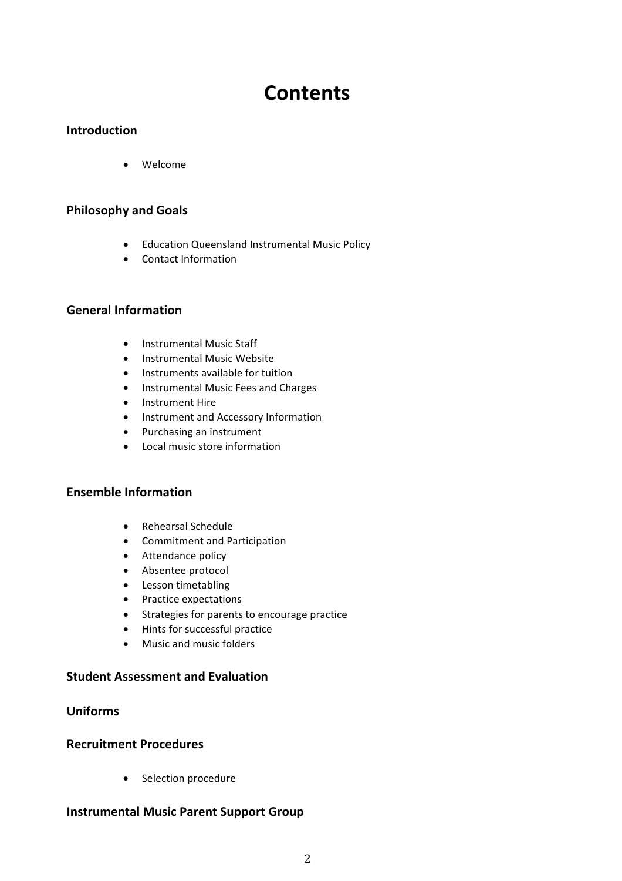# Contents

## Introduction

- Welcome

## Philosophy and Goals

- Education Queensland Instrumental Music Policy
- Contact Information

## General Information

- Instrumental Music Staff
- Instrumental Music Website
- Instruments available for tuition
- Instrumental Music Fees and Charges
- Instrument Hire
- Instrument and Accessory Information
- Purchasing an instrument
- Local music store information

## Ensemble Information

- Rehearsal Schedule
- Commitment and Participation
- Attendance policy
- Absentee protocol
- Lesson timetabling
- Practice expectations
- Strategies for parents to encourage practice
- Hints for successful practice
- Music and music folders

## Student Assessment and Evaluation

## Uniforms

## Recruitment Procedures

- Selection procedure

## Instrumental Music Parent Support Group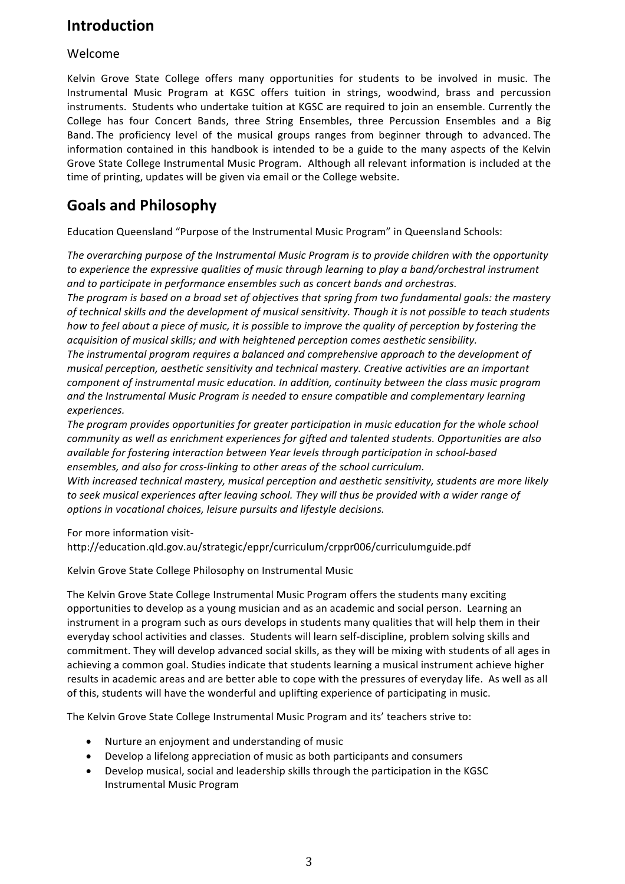# Introduction

## Welcome

Kelvin Grove State College offers many opportunities for students to be involved in music. The Instrumental Music Program at KGSC offers tuition in strings, woodwind, brass and percussion instruments. Students who undertake tuition at KGSC are required to join an ensemble. Currently the College has four Concert Bands, three String Ensembles, three Percussion Ensembles and a Big Band. The proficiency level of the musical groups ranges from beginner through to advanced. The information contained in this handbook is intended to be a guide to the many aspects of the Kelvin Grove State College Instrumental Music Program. Although all relevant information is included at the time of printing, updates will be given via email or the College website.

# Goals and Philosophy

Education Queensland "Purpose of the Instrumental Music Program" in Queensland Schools:

*The overarching purpose of the Instrumental Music Program is to provide children with the opportunity to experience the expressive qualities of music through learning to play a band/orchestral instrument and to participate in performance ensembles such as concert bands and orchestras.*
*The program is based on a broad set of objectives that spring from two fundamental goals: the mastery of technical skills and the development of musical sensitivity. Though it is not possible to teach students how to feel about a piece of music, it is possible to improve the quality of perception by fostering the acquisition of musical skills; and with heightened perception comes aesthetic sensibility.*
*The instrumental program requires a balanced and comprehensive approach to the development of musical perception, aesthetic sensitivity and technical mastery. Creative activities are an important component of instrumental music education. In addition, continuity between the class music program and the Instrumental Music Program is needed to ensure compatible and complementary learning experiences.*
*The program provides opportunities for greater participation in music education for the whole school community as well as enrichment experiences for gifted and talented students. Opportunities are also available for fostering interaction between Year levels through participation in school-based ensembles, and also for cross-linking to other areas of the school curriculum.*
*With increased technical mastery, musical perception and aesthetic sensitivity, students are more likely to seek musical experiences after leaving school. They will thus be provided with a wider range of options in vocational choices, leisure pursuits and lifestyle decisions.*

For more information visit-
http://education.qld.gov.au/strategic/eppr/curriculum/crppr006/curriculumguide.pdf

Kelvin Grove State College Philosophy on Instrumental Music

The Kelvin Grove State College Instrumental Music Program offers the students many exciting opportunities to develop as a young musician and as an academic and social person. Learning an instrument in a program such as ours develops in students many qualities that will help them in their everyday school activities and classes. Students will learn self-discipline, problem solving skills and commitment. They will develop advanced social skills, as they will be mixing with students of all ages in achieving a common goal. Studies indicate that students learning a musical instrument achieve higher results in academic areas and are better able to cope with the pressures of everyday life. As well as all of this, students will have the wonderful and uplifting experience of participating in music.

The Kelvin Grove State College Instrumental Music Program and its' teachers strive to:

- Nurture an enjoyment and understanding of music
- Develop a lifelong appreciation of music as both participants and consumers
- Develop musical, social and leadership skills through the participation in the KGSC Instrumental Music Program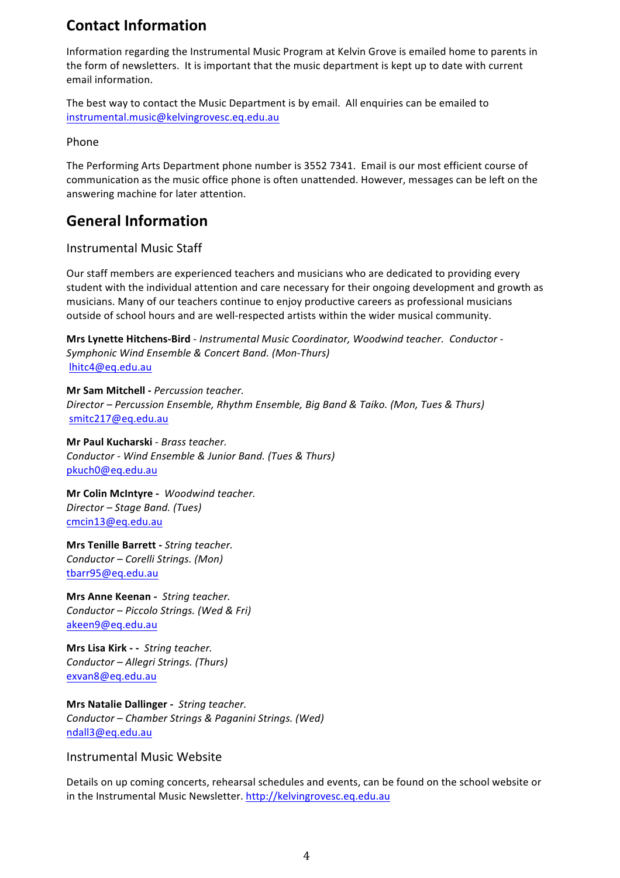## Contact Information

Information regarding the Instrumental Music Program at Kelvin Grove is emailed home to parents in the form of newsletters. It is important that the music department is kept up to date with current email information.

The best way to contact the Music Department is by email. All enquiries can be emailed to instrumental.music@kelvingrovesc.eq.edu.au

### Phone

The Performing Arts Department phone number is 3552 7341. Email is our most efficient course of communication as the music office phone is often unattended. However, messages can be left on the answering machine for later attention.

## General Information

### Instrumental Music Staff

Our staff members are experienced teachers and musicians who are dedicated to providing every student with the individual attention and care necessary for their ongoing development and growth as musicians. Many of our teachers continue to enjoy productive careers as professional musicians outside of school hours and are well-respected artists within the wider musical community.

**Mrs Lynette Hitchens-Bird** - *Instrumental Music Coordinator, Woodwind teacher. Conductor - Symphonic Wind Ensemble & Concert Band. (Mon-Thurs)*
lhitc4@eq.edu.au

**Mr Sam Mitchell -** *Percussion teacher.*
*Director – Percussion Ensemble, Rhythm Ensemble, Big Band & Taiko. (Mon, Tues & Thurs)*
smitc217@eq.edu.au

**Mr Paul Kucharski** - *Brass teacher.*
*Conductor - Wind Ensemble & Junior Band. (Tues & Thurs)*
pkuch0@eq.edu.au

**Mr Colin McIntyre -** *Woodwind teacher.*
*Director – Stage Band. (Tues)*
cmcin13@eq.edu.au

**Mrs Tenille Barrett -** *String teacher.*
*Conductor – Corelli Strings. (Mon)*
tbarr95@eq.edu.au

**Mrs Anne Keenan -** *String teacher.*
*Conductor – Piccolo Strings. (Wed & Fri)*
akeen9@eq.edu.au

**Mrs Lisa Kirk - -** *String teacher.*
*Conductor – Allegri Strings. (Thurs)*
exvan8@eq.edu.au

**Mrs Natalie Dallinger -** *String teacher.*
*Conductor – Chamber Strings & Paganini Strings. (Wed)*
ndall3@eq.edu.au

### Instrumental Music Website

Details on up coming concerts, rehearsal schedules and events, can be found on the school website or in the Instrumental Music Newsletter. http://kelvingrovesc.eq.edu.au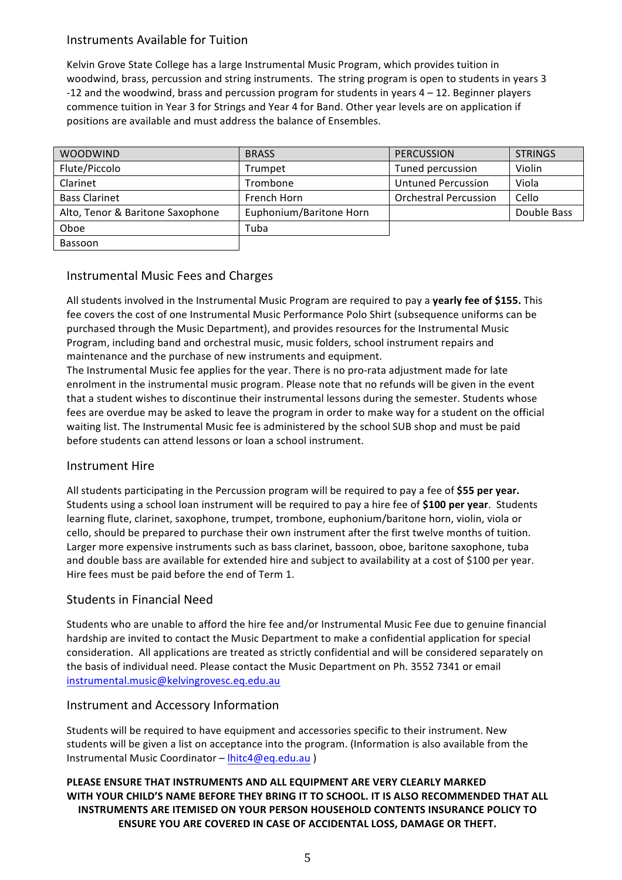## Instruments Available for Tuition

Kelvin Grove State College has a large Instrumental Music Program, which provides tuition in woodwind, brass, percussion and string instruments. The string program is open to students in years 3 -12 and the woodwind, brass and percussion program for students in years 4 – 12. Beginner players commence tuition in Year 3 for Strings and Year 4 for Band. Other year levels are on application if positions are available and must address the balance of Ensembles.

| WOODWIND | BRASS | PERCUSSION | STRINGS |
| --- | --- | --- | --- |
| Flute/Piccolo | Trumpet | Tuned percussion | Violin |
| Clarinet | Trombone | Untuned Percussion | Viola |
| Bass Clarinet | French Horn | Orchestral Percussion | Cello |
| Alto, Tenor & Baritone Saxophone | Euphonium/Baritone Horn | | Double Bass |
| Oboe | Tuba | | |
| Bassoon | | | |

## Instrumental Music Fees and Charges

All students involved in the Instrumental Music Program are required to pay a **yearly fee of $155.** This fee covers the cost of one Instrumental Music Performance Polo Shirt (subsequence uniforms can be purchased through the Music Department), and provides resources for the Instrumental Music Program, including band and orchestral music, music folders, school instrument repairs and maintenance and the purchase of new instruments and equipment.

The Instrumental Music fee applies for the year. There is no pro-rata adjustment made for late enrolment in the instrumental music program. Please note that no refunds will be given in the event that a student wishes to discontinue their instrumental lessons during the semester. Students whose fees are overdue may be asked to leave the program in order to make way for a student on the official waiting list. The Instrumental Music fee is administered by the school SUB shop and must be paid before students can attend lessons or loan a school instrument.

## Instrument Hire

All students participating in the Percussion program will be required to pay a fee of **$55 per year.** Students using a school loan instrument will be required to pay a hire fee of **$100 per year**. Students learning flute, clarinet, saxophone, trumpet, trombone, euphonium/baritone horn, violin, viola or cello, should be prepared to purchase their own instrument after the first twelve months of tuition. Larger more expensive instruments such as bass clarinet, bassoon, oboe, baritone saxophone, tuba and double bass are available for extended hire and subject to availability at a cost of $100 per year. Hire fees must be paid before the end of Term 1.

## Students in Financial Need

Students who are unable to afford the hire fee and/or Instrumental Music Fee due to genuine financial hardship are invited to contact the Music Department to make a confidential application for special consideration. All applications are treated as strictly confidential and will be considered separately on the basis of individual need. Please contact the Music Department on Ph. 3552 7341 or email instrumental.music@kelvingrovesc.eq.edu.au

## Instrument and Accessory Information

Students will be required to have equipment and accessories specific to their instrument. New students will be given a list on acceptance into the program. (Information is also available from the Instrumental Music Coordinator – lhitc4@eq.edu.au )

**PLEASE ENSURE THAT INSTRUMENTS AND ALL EQUIPMENT ARE VERY CLEARLY MARKED WITH YOUR CHILD'S NAME BEFORE THEY BRING IT TO SCHOOL. IT IS ALSO RECOMMENDED THAT ALL INSTRUMENTS ARE ITEMISED ON YOUR PERSON HOUSEHOLD CONTENTS INSURANCE POLICY TO ENSURE YOU ARE COVERED IN CASE OF ACCIDENTAL LOSS, DAMAGE OR THEFT.**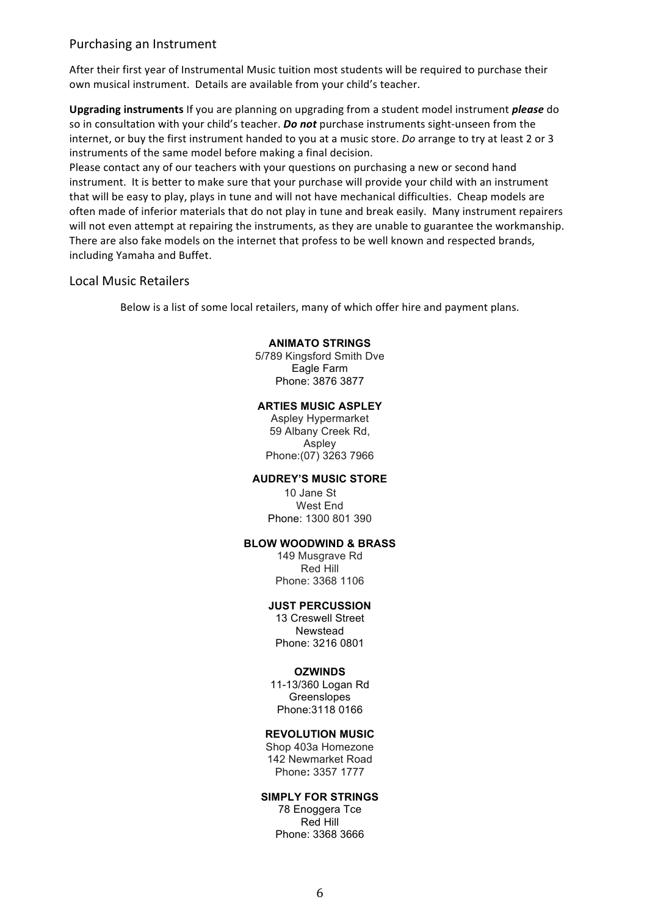## Purchasing an Instrument

After their first year of Instrumental Music tuition most students will be required to purchase their own musical instrument. Details are available from your child's teacher.

**Upgrading instruments** If you are planning on upgrading from a student model instrument ***please*** do so in consultation with your child's teacher. ***Do not*** purchase instruments sight-unseen from the internet, or buy the first instrument handed to you at a music store. *Do* arrange to try at least 2 or 3 instruments of the same model before making a final decision.

Please contact any of our teachers with your questions on purchasing a new or second hand instrument. It is better to make sure that your purchase will provide your child with an instrument that will be easy to play, plays in tune and will not have mechanical difficulties. Cheap models are often made of inferior materials that do not play in tune and break easily. Many instrument repairers will not even attempt at repairing the instruments, as they are unable to guarantee the workmanship. There are also fake models on the internet that profess to be well known and respected brands, including Yamaha and Buffet.

## Local Music Retailers

Below is a list of some local retailers, many of which offer hire and payment plans.

**ANIMATO STRINGS**
5/789 Kingsford Smith Dve
Eagle Farm
Phone: 3876 3877

**ARTIES MUSIC ASPLEY**
Aspley Hypermarket
59 Albany Creek Rd,
Aspley
Phone:(07) 3263 7966

**AUDREY'S MUSIC STORE**
10 Jane St
West End
Phone: 1300 801 390

**BLOW WOODWIND & BRASS**
149 Musgrave Rd
Red Hill
Phone: 3368 1106

**JUST PERCUSSION**
13 Creswell Street
Newstead
Phone: 3216 0801

**OZWINDS**
11-13/360 Logan Rd
Greenslopes
Phone:3118 0166

**REVOLUTION MUSIC**
Shop 403a Homezone
142 Newmarket Road
Phone**:** 3357 1777

**SIMPLY FOR STRINGS**
78 Enoggera Tce
Red Hill
Phone: 3368 3666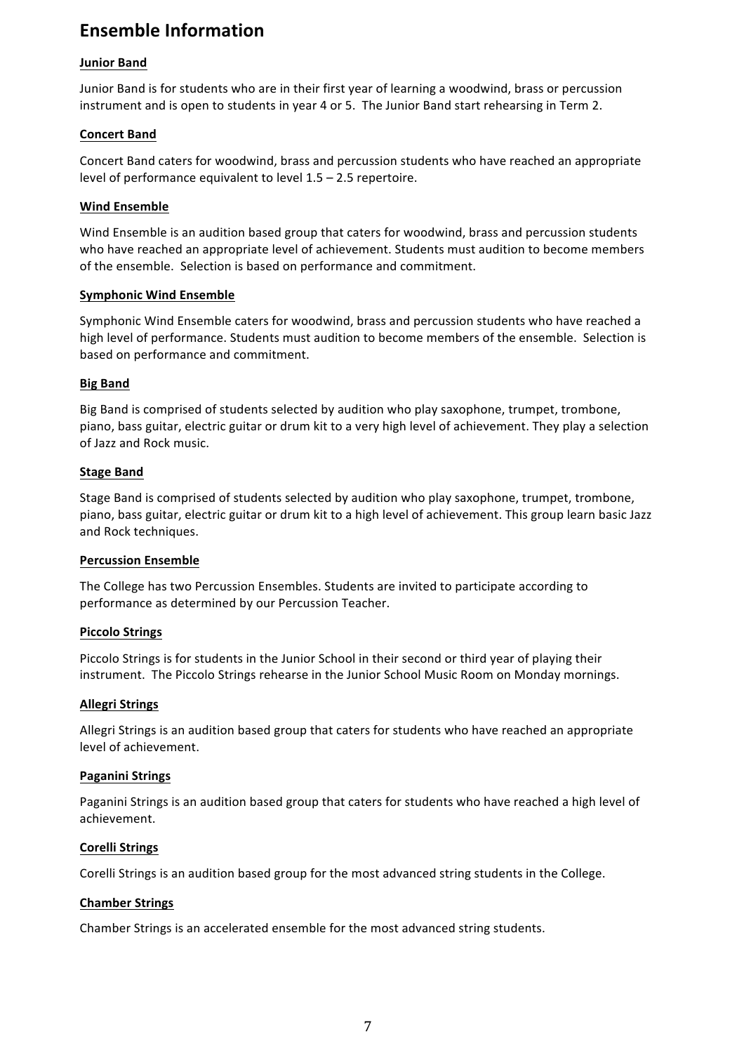# Ensemble Information

**Junior Band**

Junior Band is for students who are in their first year of learning a woodwind, brass or percussion instrument and is open to students in year 4 or 5. The Junior Band start rehearsing in Term 2.

**Concert Band**

Concert Band caters for woodwind, brass and percussion students who have reached an appropriate level of performance equivalent to level 1.5 – 2.5 repertoire.

**Wind Ensemble**

Wind Ensemble is an audition based group that caters for woodwind, brass and percussion students who have reached an appropriate level of achievement. Students must audition to become members of the ensemble. Selection is based on performance and commitment.

**Symphonic Wind Ensemble**

Symphonic Wind Ensemble caters for woodwind, brass and percussion students who have reached a high level of performance. Students must audition to become members of the ensemble. Selection is based on performance and commitment.

**Big Band**

Big Band is comprised of students selected by audition who play saxophone, trumpet, trombone, piano, bass guitar, electric guitar or drum kit to a very high level of achievement. They play a selection of Jazz and Rock music.

**Stage Band**

Stage Band is comprised of students selected by audition who play saxophone, trumpet, trombone, piano, bass guitar, electric guitar or drum kit to a high level of achievement. This group learn basic Jazz and Rock techniques.

**Percussion Ensemble**

The College has two Percussion Ensembles. Students are invited to participate according to performance as determined by our Percussion Teacher.

**Piccolo Strings**

Piccolo Strings is for students in the Junior School in their second or third year of playing their instrument. The Piccolo Strings rehearse in the Junior School Music Room on Monday mornings.

**Allegri Strings**

Allegri Strings is an audition based group that caters for students who have reached an appropriate level of achievement.

**Paganini Strings**

Paganini Strings is an audition based group that caters for students who have reached a high level of achievement.

**Corelli Strings**

Corelli Strings is an audition based group for the most advanced string students in the College.

**Chamber Strings**

Chamber Strings is an accelerated ensemble for the most advanced string students.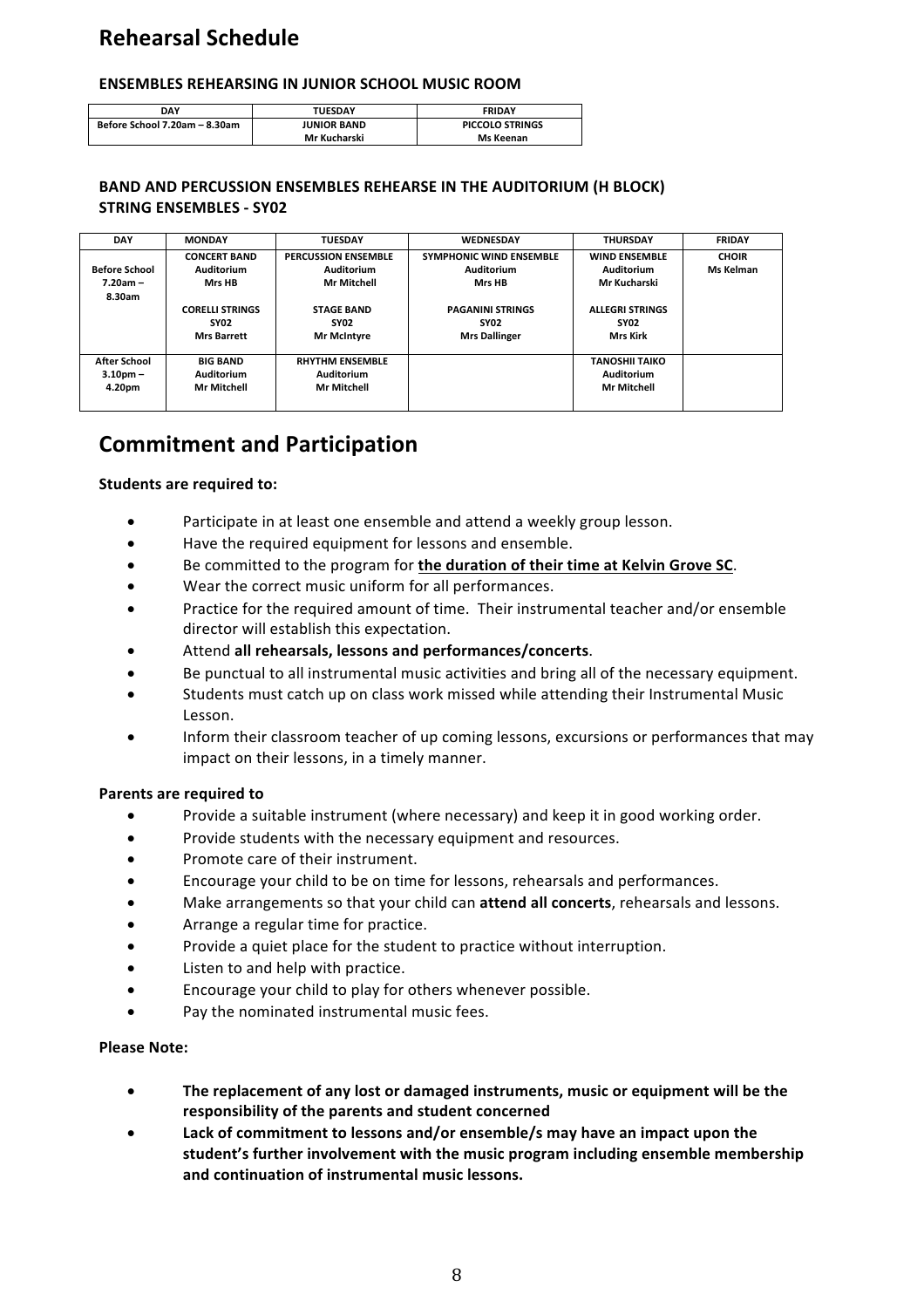# Rehearsal Schedule

**ENSEMBLES REHEARSING IN JUNIOR SCHOOL MUSIC ROOM**

| DAY | TUESDAY | FRIDAY |
|---|---|---|
| Before School 7.20am – 8.30am | JUNIOR BAND<br>Mr Kucharski | PICCOLO STRINGS<br>Ms Keenan |

**BAND AND PERCUSSION ENSEMBLES REHEARSE IN THE AUDITORIUM (H BLOCK)**
**STRING ENSEMBLES - SY02**

| DAY | MONDAY | TUESDAY | WEDNESDAY | THURSDAY | FRIDAY |
|---|---|---|---|---|---|
| Before School 7.20am – 8.30am | CONCERT BAND<br>Auditorium<br>Mrs HB<br><br>CORELLI STRINGS<br>SY02<br>Mrs Barrett | PERCUSSION ENSEMBLE<br>Auditorium<br>Mr Mitchell<br><br>STAGE BAND<br>SY02<br>Mr McIntyre | SYMPHONIC WIND ENSEMBLE<br>Auditorium<br>Mrs HB<br><br>PAGANINI STRINGS<br>SY02<br>Mrs Dallinger | WIND ENSEMBLE<br>Auditorium<br>Mr Kucharski<br><br>ALLEGRI STRINGS<br>SY02<br>Mrs Kirk | CHOIR<br>Ms Kelman |
| After School 3.10pm – 4.20pm | BIG BAND<br>Auditorium<br>Mr Mitchell | RHYTHM ENSEMBLE<br>Auditorium<br>Mr Mitchell | | TANOSHII TAIKO<br>Auditorium<br>Mr Mitchell | |

# Commitment and Participation

**Students are required to:**

- Participate in at least one ensemble and attend a weekly group lesson.
- Have the required equipment for lessons and ensemble.
- Be committed to the program for **the duration of their time at Kelvin Grove SC**.
- Wear the correct music uniform for all performances.
- Practice for the required amount of time. Their instrumental teacher and/or ensemble director will establish this expectation.
- Attend **all rehearsals, lessons and performances/concerts**.
- Be punctual to all instrumental music activities and bring all of the necessary equipment.
- Students must catch up on class work missed while attending their Instrumental Music Lesson.
- Inform their classroom teacher of up coming lessons, excursions or performances that may impact on their lessons, in a timely manner.

**Parents are required to**

- Provide a suitable instrument (where necessary) and keep it in good working order.
- Provide students with the necessary equipment and resources.
- Promote care of their instrument.
- Encourage your child to be on time for lessons, rehearsals and performances.
- Make arrangements so that your child can **attend all concerts**, rehearsals and lessons.
- Arrange a regular time for practice.
- Provide a quiet place for the student to practice without interruption.
- Listen to and help with practice.
- Encourage your child to play for others whenever possible.
- Pay the nominated instrumental music fees.

**Please Note:**

- **The replacement of any lost or damaged instruments, music or equipment will be the responsibility of the parents and student concerned**
- **Lack of commitment to lessons and/or ensemble/s may have an impact upon the student's further involvement with the music program including ensemble membership and continuation of instrumental music lessons.**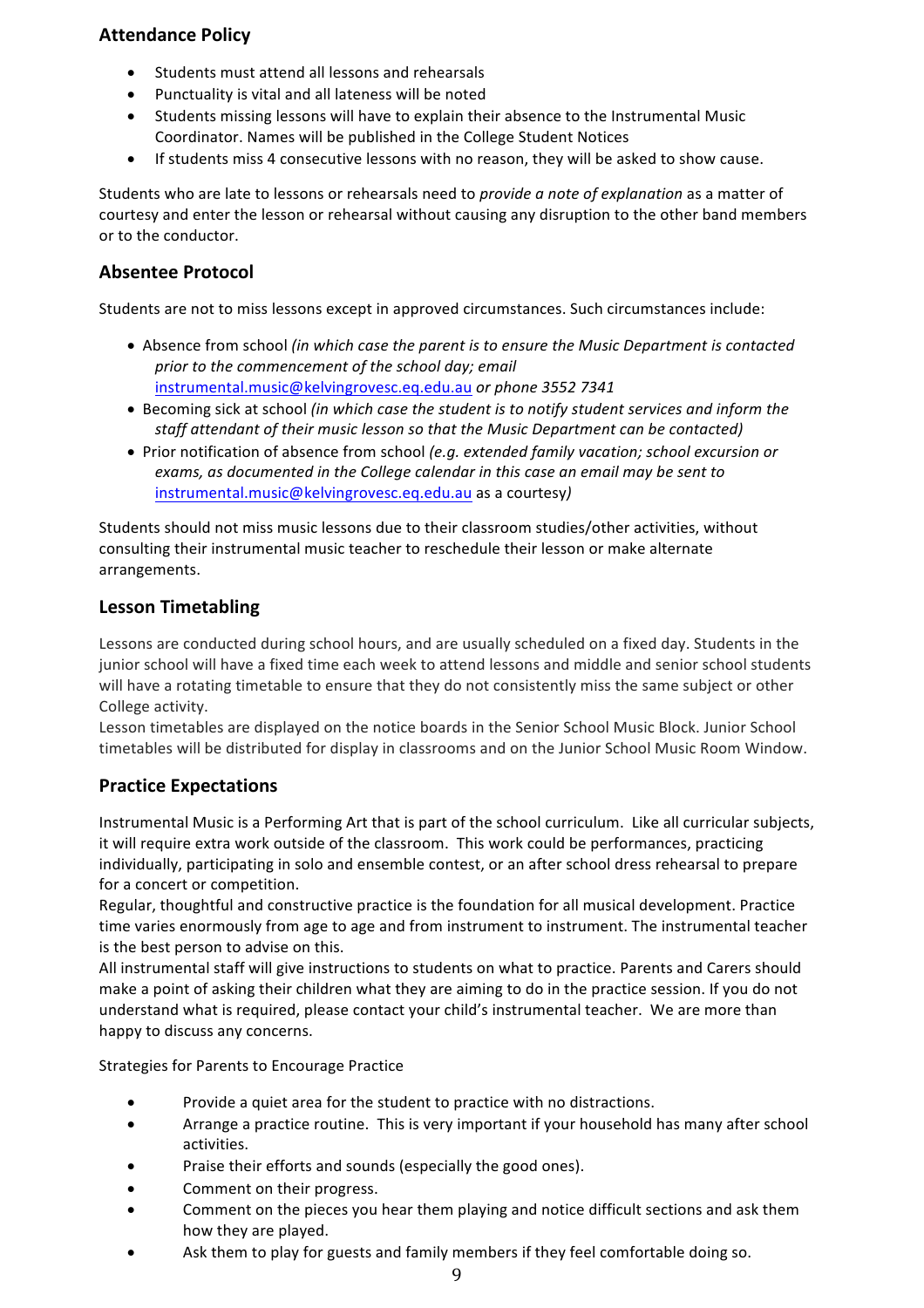## Attendance Policy

- Students must attend all lessons and rehearsals
- Punctuality is vital and all lateness will be noted
- Students missing lessons will have to explain their absence to the Instrumental Music Coordinator. Names will be published in the College Student Notices
- If students miss 4 consecutive lessons with no reason, they will be asked to show cause.

Students who are late to lessons or rehearsals need to *provide a note of explanation* as a matter of courtesy and enter the lesson or rehearsal without causing any disruption to the other band members or to the conductor.

## Absentee Protocol

Students are not to miss lessons except in approved circumstances. Such circumstances include:

- Absence from school *(in which case the parent is to ensure the Music Department is contacted prior to the commencement of the school day; email* instrumental.music@kelvingrovesc.eq.edu.au *or phone 3552 7341*
- Becoming sick at school *(in which case the student is to notify student services and inform the staff attendant of their music lesson so that the Music Department can be contacted)*
- Prior notification of absence from school *(e.g. extended family vacation; school excursion or exams, as documented in the College calendar in this case an email may be sent to* instrumental.music@kelvingrovesc.eq.edu.au as a courtesy*)*

Students should not miss music lessons due to their classroom studies/other activities, without consulting their instrumental music teacher to reschedule their lesson or make alternate arrangements.

## Lesson Timetabling

Lessons are conducted during school hours, and are usually scheduled on a fixed day. Students in the junior school will have a fixed time each week to attend lessons and middle and senior school students will have a rotating timetable to ensure that they do not consistently miss the same subject or other College activity.
Lesson timetables are displayed on the notice boards in the Senior School Music Block. Junior School timetables will be distributed for display in classrooms and on the Junior School Music Room Window.

## Practice Expectations

Instrumental Music is a Performing Art that is part of the school curriculum. Like all curricular subjects, it will require extra work outside of the classroom. This work could be performances, practicing individually, participating in solo and ensemble contest, or an after school dress rehearsal to prepare for a concert or competition.
Regular, thoughtful and constructive practice is the foundation for all musical development. Practice time varies enormously from age to age and from instrument to instrument. The instrumental teacher is the best person to advise on this.
All instrumental staff will give instructions to students on what to practice. Parents and Carers should make a point of asking their children what they are aiming to do in the practice session. If you do not understand what is required, please contact your child's instrumental teacher. We are more than happy to discuss any concerns.

Strategies for Parents to Encourage Practice

- Provide a quiet area for the student to practice with no distractions.
- Arrange a practice routine. This is very important if your household has many after school activities.
- Praise their efforts and sounds (especially the good ones).
- Comment on their progress.
- Comment on the pieces you hear them playing and notice difficult sections and ask them how they are played.
- Ask them to play for guests and family members if they feel comfortable doing so.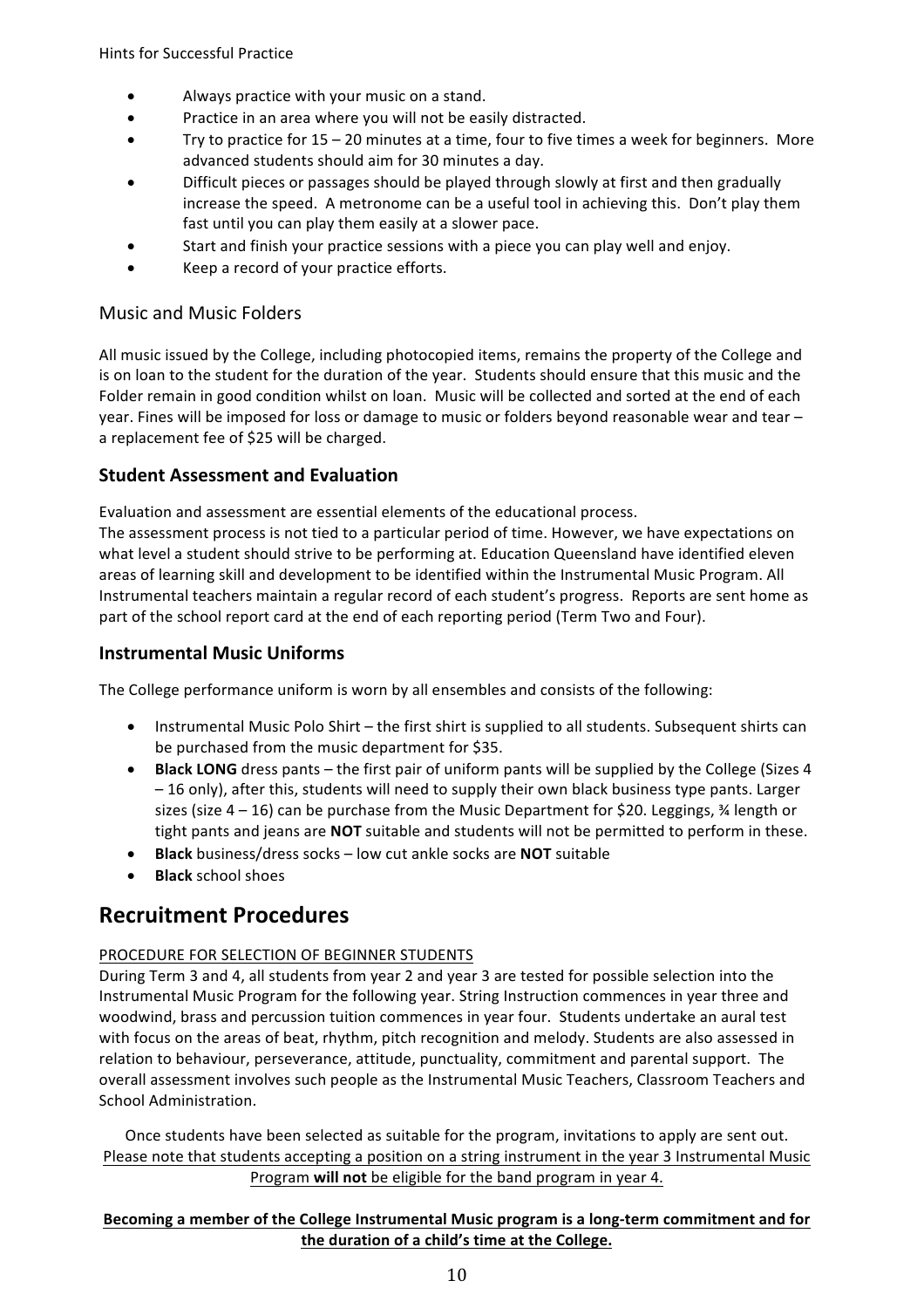Hints for Successful Practice

- Always practice with your music on a stand.
- Practice in an area where you will not be easily distracted.
- Try to practice for 15 – 20 minutes at a time, four to five times a week for beginners. More advanced students should aim for 30 minutes a day.
- Difficult pieces or passages should be played through slowly at first and then gradually increase the speed. A metronome can be a useful tool in achieving this. Don't play them fast until you can play them easily at a slower pace.
- Start and finish your practice sessions with a piece you can play well and enjoy.
- Keep a record of your practice efforts.

### Music and Music Folders

All music issued by the College, including photocopied items, remains the property of the College and is on loan to the student for the duration of the year. Students should ensure that this music and the Folder remain in good condition whilst on loan. Music will be collected and sorted at the end of each year. Fines will be imposed for loss or damage to music or folders beyond reasonable wear and tear – a replacement fee of $25 will be charged.

### Student Assessment and Evaluation

Evaluation and assessment are essential elements of the educational process.
The assessment process is not tied to a particular period of time. However, we have expectations on what level a student should strive to be performing at. Education Queensland have identified eleven areas of learning skill and development to be identified within the Instrumental Music Program. All Instrumental teachers maintain a regular record of each student's progress. Reports are sent home as part of the school report card at the end of each reporting period (Term Two and Four).

### Instrumental Music Uniforms

The College performance uniform is worn by all ensembles and consists of the following:

- Instrumental Music Polo Shirt – the first shirt is supplied to all students. Subsequent shirts can be purchased from the music department for $35.
- **Black LONG** dress pants – the first pair of uniform pants will be supplied by the College (Sizes 4 – 16 only), after this, students will need to supply their own black business type pants. Larger sizes (size 4 – 16) can be purchase from the Music Department for $20. Leggings, ¾ length or tight pants and jeans are **NOT** suitable and students will not be permitted to perform in these.
- **Black** business/dress socks – low cut ankle socks are **NOT** suitable
- **Black** school shoes

## Recruitment Procedures

PROCEDURE FOR SELECTION OF BEGINNER STUDENTS

During Term 3 and 4, all students from year 2 and year 3 are tested for possible selection into the Instrumental Music Program for the following year. String Instruction commences in year three and woodwind, brass and percussion tuition commences in year four. Students undertake an aural test with focus on the areas of beat, rhythm, pitch recognition and melody. Students are also assessed in relation to behaviour, perseverance, attitude, punctuality, commitment and parental support. The overall assessment involves such people as the Instrumental Music Teachers, Classroom Teachers and School Administration.

Once students have been selected as suitable for the program, invitations to apply are sent out. Please note that students accepting a position on a string instrument in the year 3 Instrumental Music Program **will not** be eligible for the band program in year 4.

**Becoming a member of the College Instrumental Music program is a long-term commitment and for the duration of a child's time at the College.**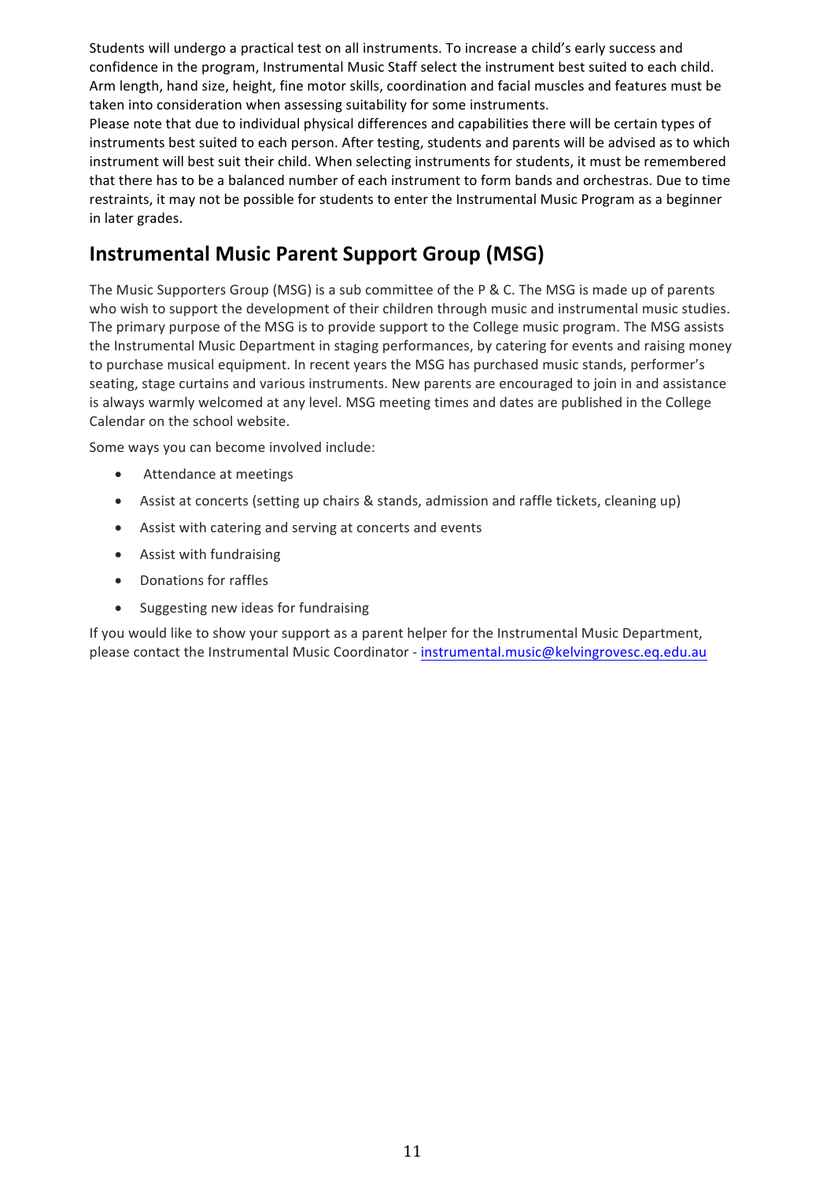Students will undergo a practical test on all instruments. To increase a child's early success and confidence in the program, Instrumental Music Staff select the instrument best suited to each child. Arm length, hand size, height, fine motor skills, coordination and facial muscles and features must be taken into consideration when assessing suitability for some instruments.
Please note that due to individual physical differences and capabilities there will be certain types of instruments best suited to each person. After testing, students and parents will be advised as to which instrument will best suit their child. When selecting instruments for students, it must be remembered that there has to be a balanced number of each instrument to form bands and orchestras. Due to time restraints, it may not be possible for students to enter the Instrumental Music Program as a beginner in later grades.

## Instrumental Music Parent Support Group (MSG)

The Music Supporters Group (MSG) is a sub committee of the P & C. The MSG is made up of parents who wish to support the development of their children through music and instrumental music studies. The primary purpose of the MSG is to provide support to the College music program. The MSG assists the Instrumental Music Department in staging performances, by catering for events and raising money to purchase musical equipment. In recent years the MSG has purchased music stands, performer's seating, stage curtains and various instruments. New parents are encouraged to join in and assistance is always warmly welcomed at any level. MSG meeting times and dates are published in the College Calendar on the school website.

Some ways you can become involved include:

- Attendance at meetings
- Assist at concerts (setting up chairs & stands, admission and raffle tickets, cleaning up)
- Assist with catering and serving at concerts and events
- Assist with fundraising
- Donations for raffles
- Suggesting new ideas for fundraising

If you would like to show your support as a parent helper for the Instrumental Music Department, please contact the Instrumental Music Coordinator - instrumental.music@kelvingrovesc.eq.edu.au